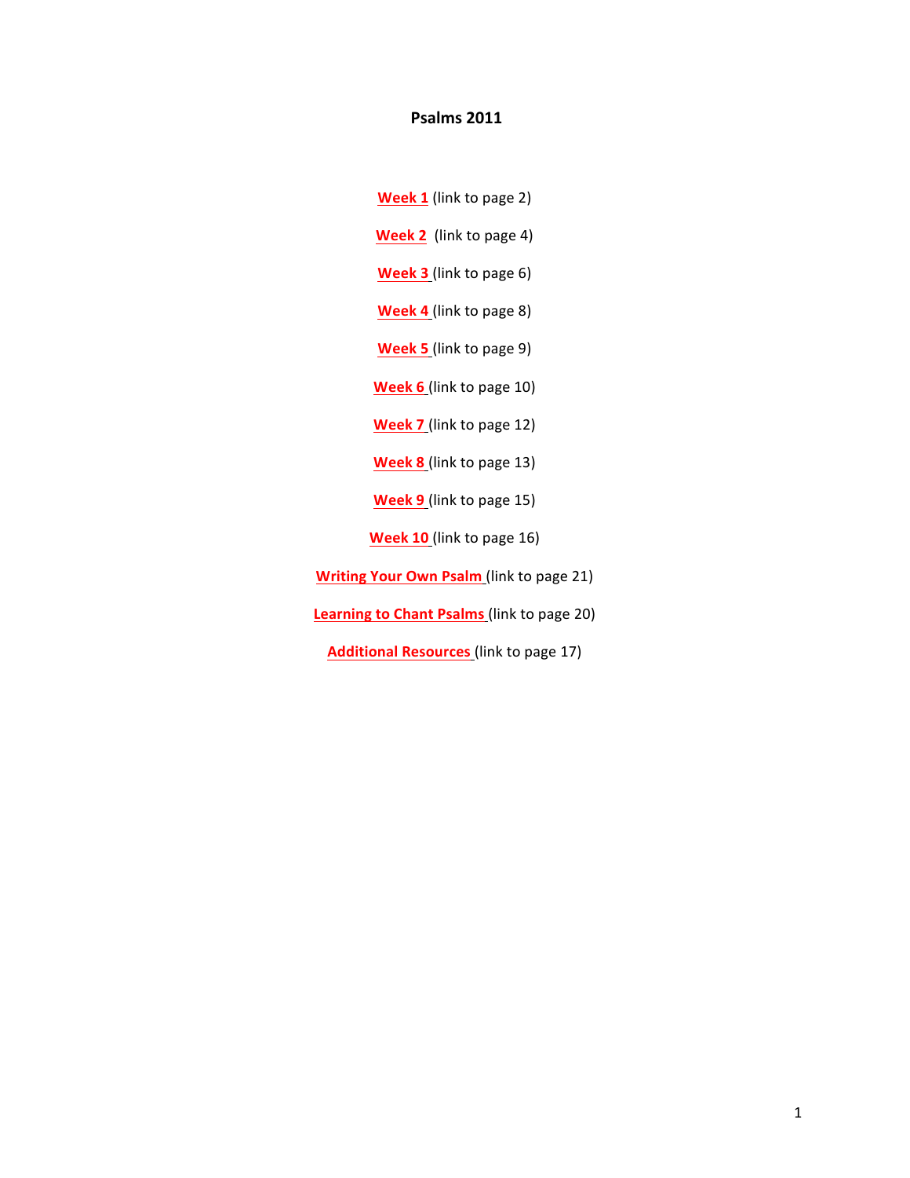# Psalms 2011

**Week 1** (link to page 2)

**Week 2** (link to page 4)

**Week 3** (link to page 6)

**Week 4** (link to page 8)

**Week 5** (link to page 9)

**Week 6** (link to page 10)

**Week 7** (link to page 12)

**Week 8** (link to page 13)

**Week 9** (link to page 15)

**Week 10** (link to page 16)

**Writing Your Own Psalm** (link to page 21)

**Learning to Chant Psalms** (link to page 20)

**Additional Resources** (link to page 17)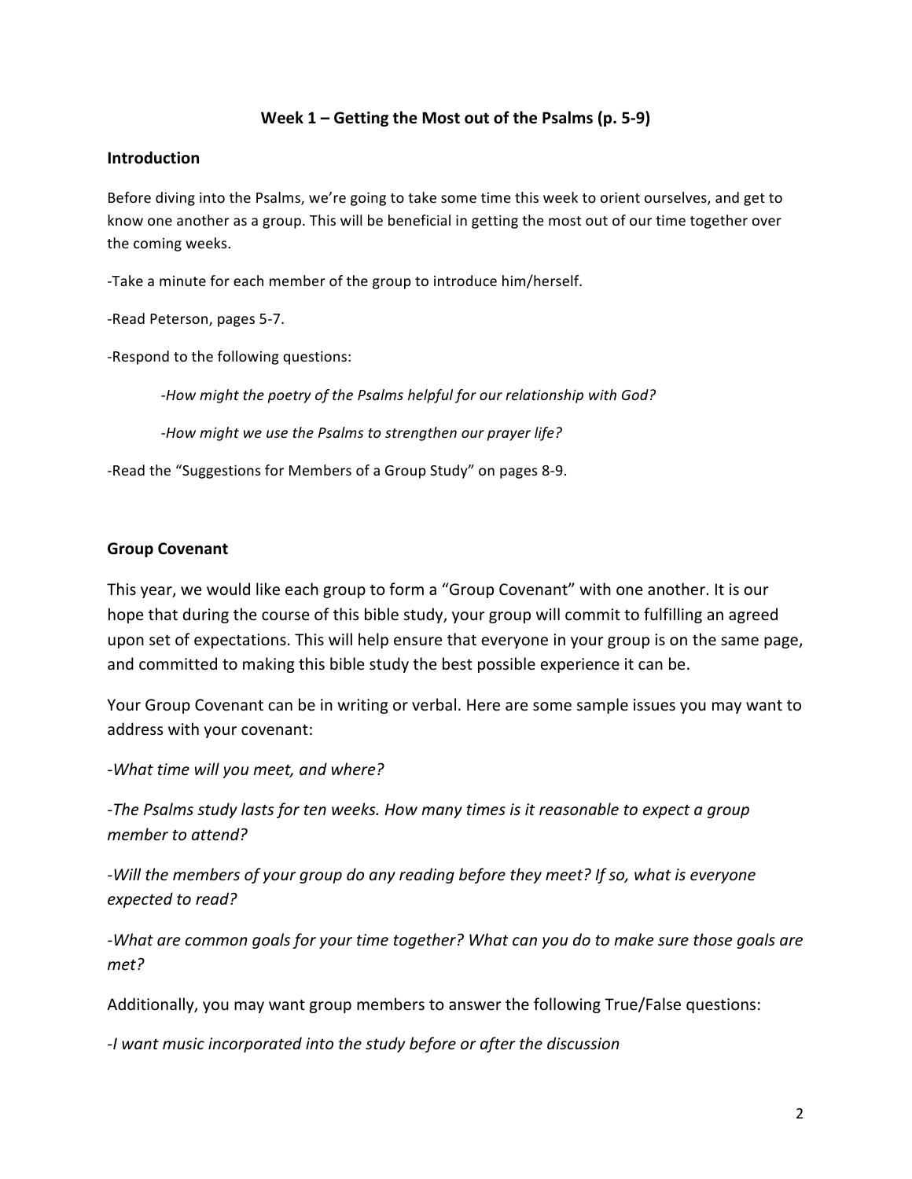## Week 1 – Getting the Most out of the Psalms (p. 5-9)

### Introduction

Before diving into the Psalms, we're going to take some time this week to orient ourselves, and get to know one another as a group. This will be beneficial in getting the most out of our time together over the coming weeks.

-Take a minute for each member of the group to introduce him/herself.

-Read Peterson, pages 5-7.

-Respond to the following questions:

*-How might the poetry of the Psalms helpful for our relationship with God?*

*-How might we use the Psalms to strengthen our prayer life?*

-Read the "Suggestions for Members of a Group Study" on pages 8-9.

### Group Covenant

This year, we would like each group to form a "Group Covenant" with one another. It is our hope that during the course of this bible study, your group will commit to fulfilling an agreed upon set of expectations. This will help ensure that everyone in your group is on the same page, and committed to making this bible study the best possible experience it can be.

Your Group Covenant can be in writing or verbal. Here are some sample issues you may want to address with your covenant:

*-What time will you meet, and where?*

*-The Psalms study lasts for ten weeks. How many times is it reasonable to expect a group member to attend?*

*-Will the members of your group do any reading before they meet? If so, what is everyone expected to read?*

*-What are common goals for your time together? What can you do to make sure those goals are met?*

Additionally, you may want group members to answer the following True/False questions:

*-I want music incorporated into the study before or after the discussion*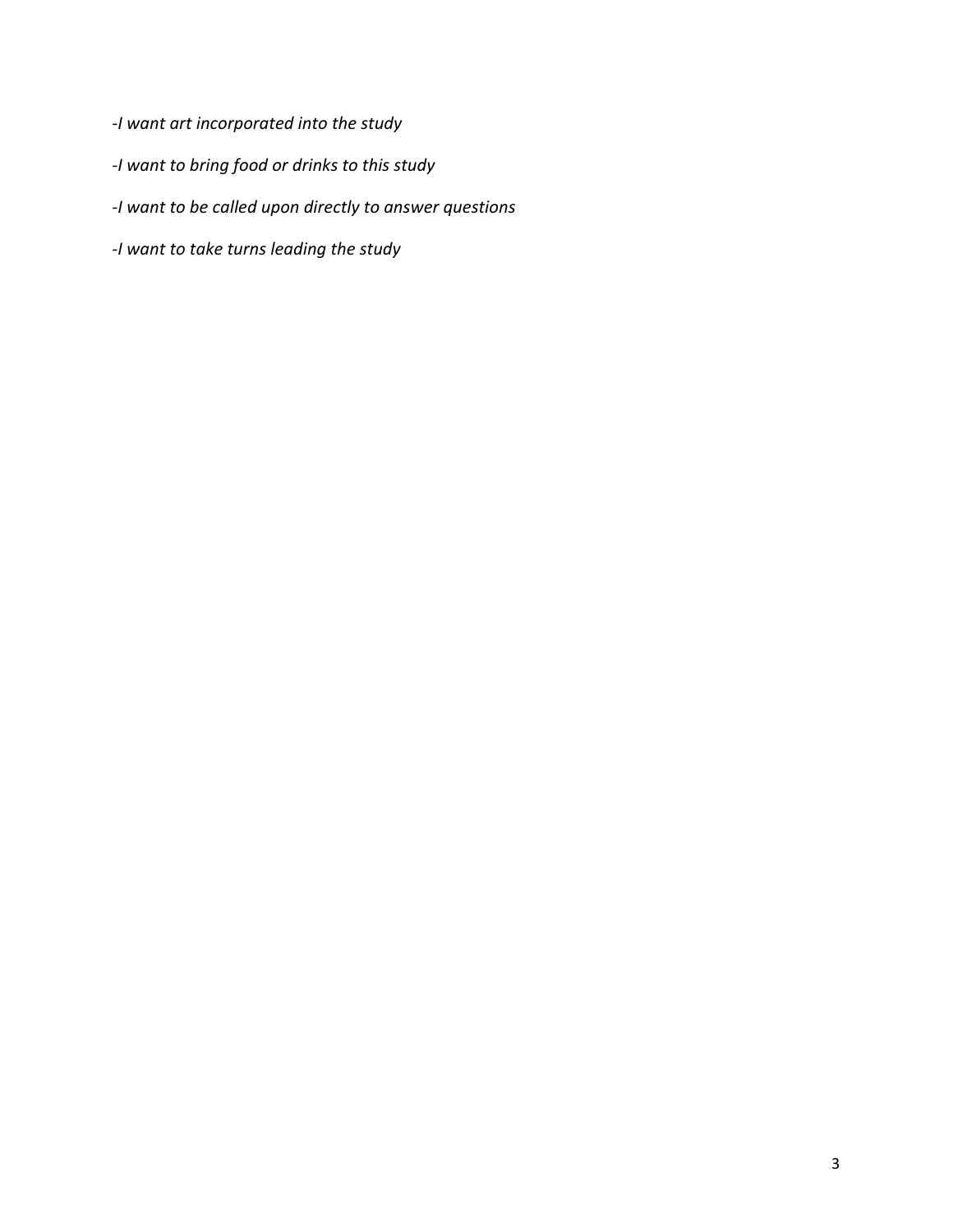*-I want art incorporated into the study*

*-I want to bring food or drinks to this study*

*-I want to be called upon directly to answer questions*

*-I want to take turns leading the study*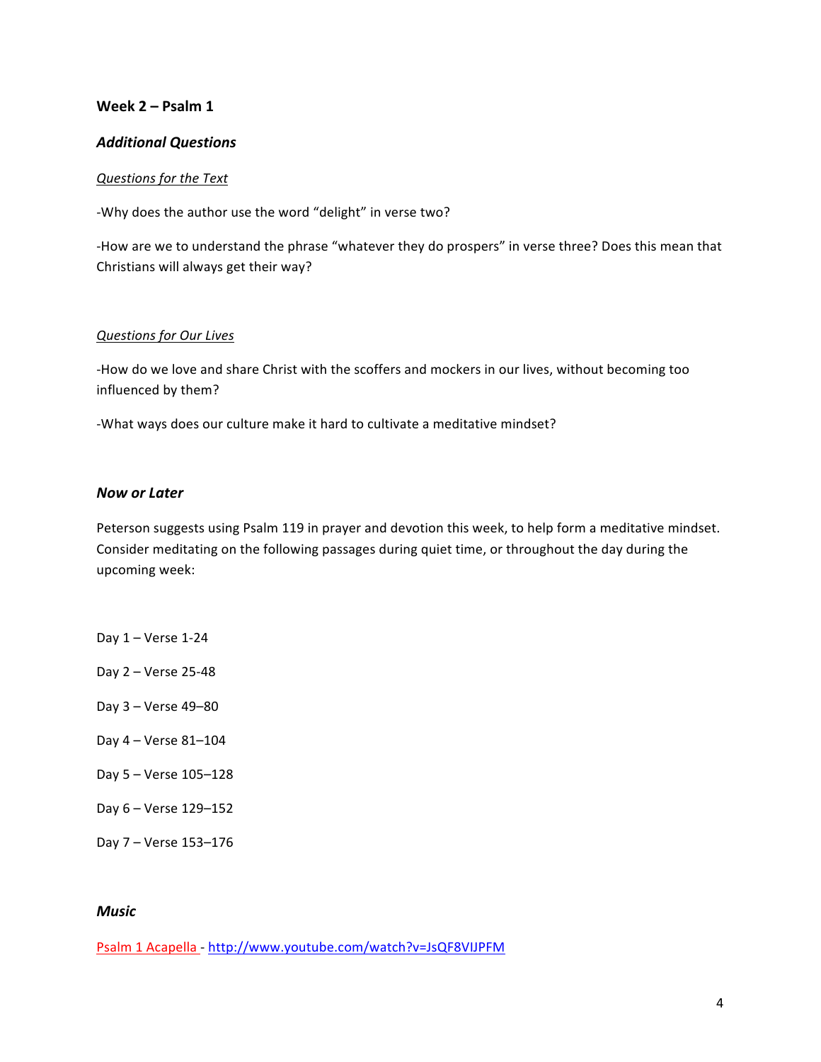**Week 2 – Psalm 1**

***Additional Questions***

*Questions for the Text*

-Why does the author use the word "delight" in verse two?

-How are we to understand the phrase "whatever they do prospers" in verse three? Does this mean that Christians will always get their way?

*Questions for Our Lives*

-How do we love and share Christ with the scoffers and mockers in our lives, without becoming too influenced by them?

-What ways does our culture make it hard to cultivate a meditative mindset?

***Now or Later***

Peterson suggests using Psalm 119 in prayer and devotion this week, to help form a meditative mindset. Consider meditating on the following passages during quiet time, or throughout the day during the upcoming week:

Day 1 – Verse 1-24

Day 2 – Verse 25-48

Day 3 – Verse 49–80

Day 4 – Verse 81–104

Day 5 – Verse 105–128

Day 6 – Verse 129–152

Day 7 – Verse 153–176

***Music***

Psalm 1 Acapella - http://www.youtube.com/watch?v=JsQF8VIJPFM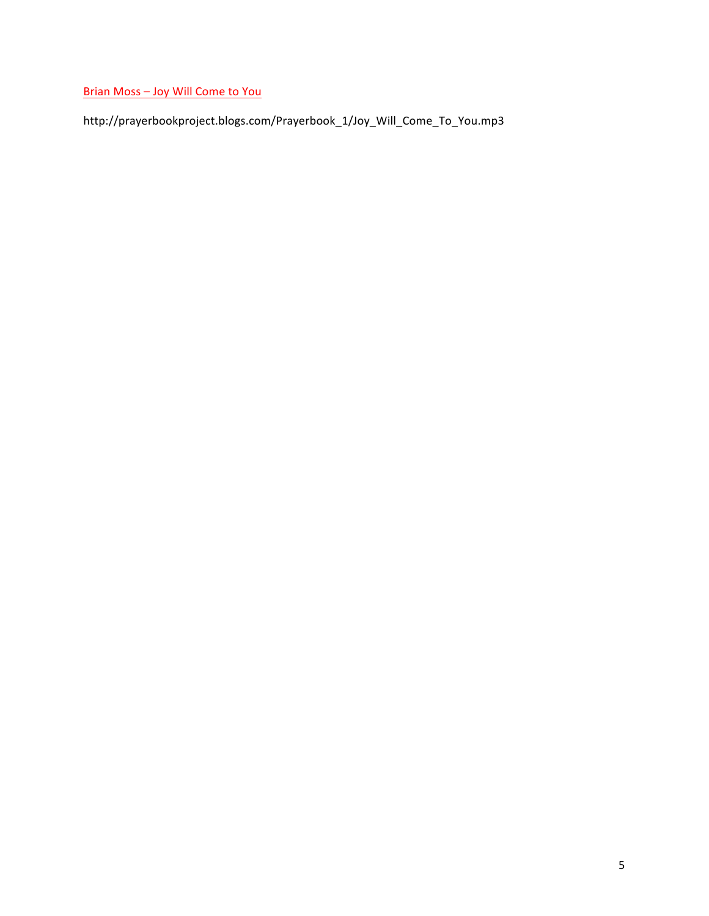Brian Moss – Joy Will Come to You

http://prayerbookproject.blogs.com/Prayerbook_1/Joy_Will_Come_To_You.mp3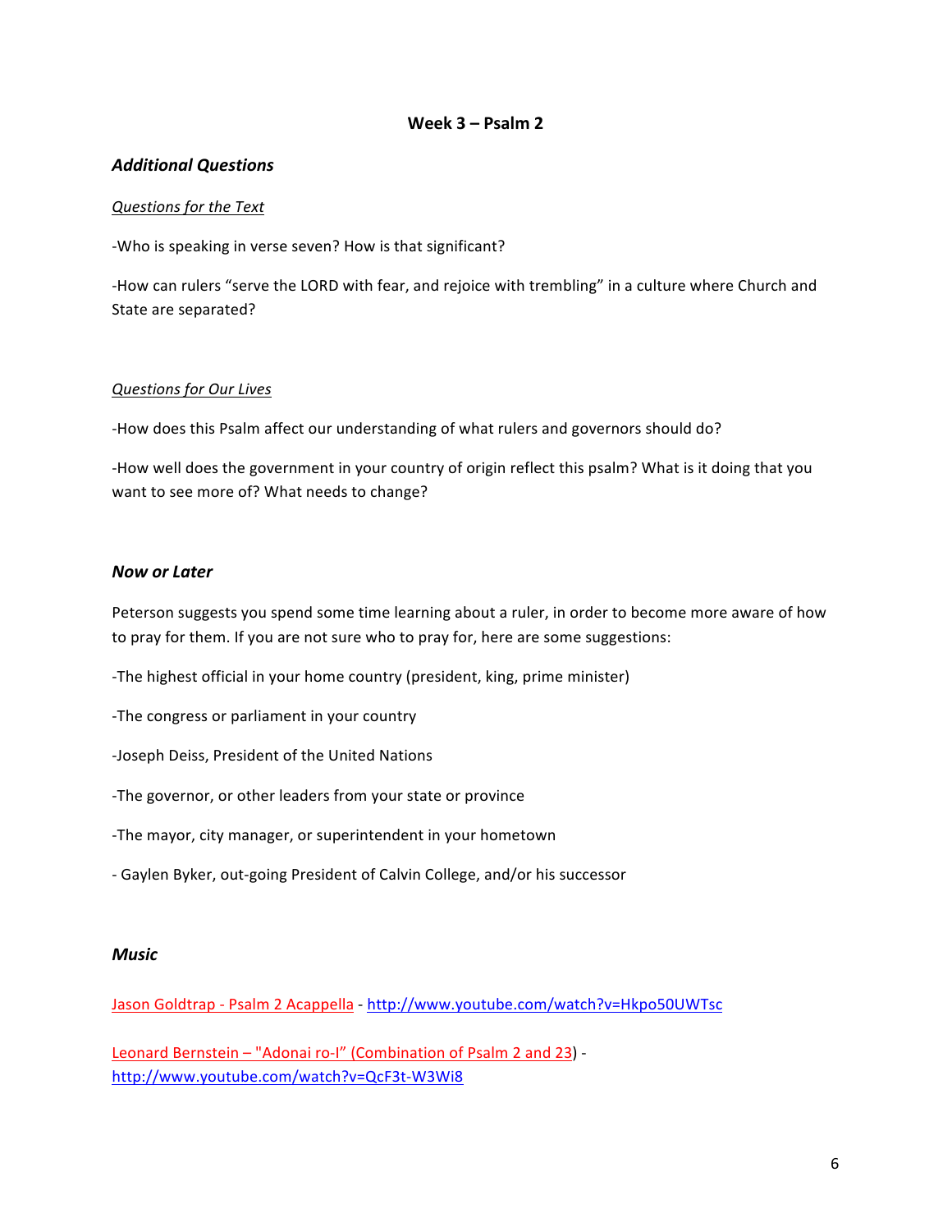## Week 3 – Psalm 2

### *Additional Questions*

*Questions for the Text*

-Who is speaking in verse seven? How is that significant?

-How can rulers "serve the LORD with fear, and rejoice with trembling" in a culture where Church and State are separated?

*Questions for Our Lives*

-How does this Psalm affect our understanding of what rulers and governors should do?

-How well does the government in your country of origin reflect this psalm? What is it doing that you want to see more of? What needs to change?

### *Now or Later*

Peterson suggests you spend some time learning about a ruler, in order to become more aware of how to pray for them. If you are not sure who to pray for, here are some suggestions:

-The highest official in your home country (president, king, prime minister)

-The congress or parliament in your country

-Joseph Deiss, President of the United Nations

-The governor, or other leaders from your state or province

-The mayor, city manager, or superintendent in your hometown

- Gaylen Byker, out-going President of Calvin College, and/or his successor

### *Music*

Jason Goldtrap - Psalm 2 Acappella - http://www.youtube.com/watch?v=Hkpo50UWTsc

Leonard Bernstein – "Adonai ro-I" (Combination of Psalm 2 and 23) - http://www.youtube.com/watch?v=QcF3t-W3Wi8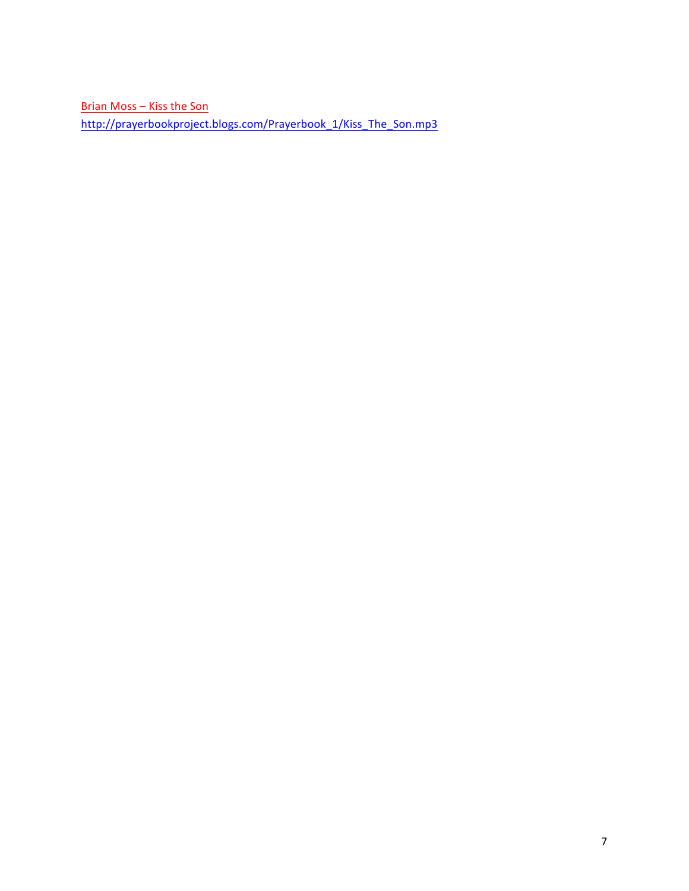Brian Moss – Kiss the Son

http://prayerbookproject.blogs.com/Prayerbook_1/Kiss_The_Son.mp3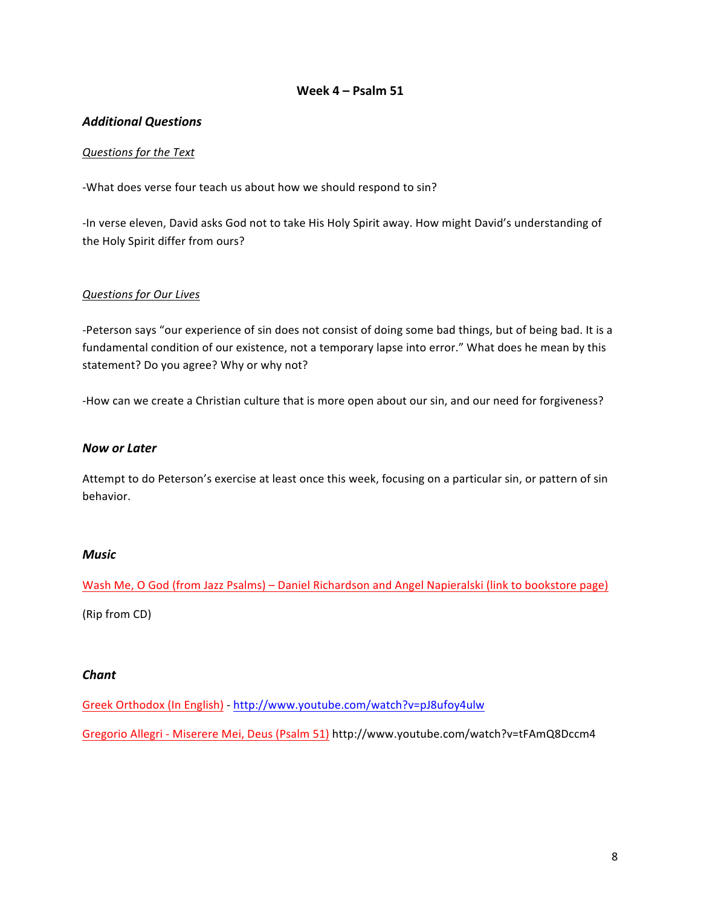# Week 4 – Psalm 51

### *Additional Questions*

_Questions for the Text_

-What does verse four teach us about how we should respond to sin?

-In verse eleven, David asks God not to take His Holy Spirit away. How might David's understanding of the Holy Spirit differ from ours?

_Questions for Our Lives_

-Peterson says "our experience of sin does not consist of doing some bad things, but of being bad. It is a fundamental condition of our existence, not a temporary lapse into error." What does he mean by this statement? Do you agree? Why or why not?

-How can we create a Christian culture that is more open about our sin, and our need for forgiveness?

### *Now or Later*

Attempt to do Peterson's exercise at least once this week, focusing on a particular sin, or pattern of sin behavior.

### *Music*

Wash Me, O God (from Jazz Psalms) – Daniel Richardson and Angel Napieralski (link to bookstore page)

(Rip from CD)

### *Chant*

Greek Orthodox (In English) - http://www.youtube.com/watch?v=pJ8ufoy4ulw

Gregorio Allegri - Miserere Mei, Deus (Psalm 51) http://www.youtube.com/watch?v=tFAmQ8Dccm4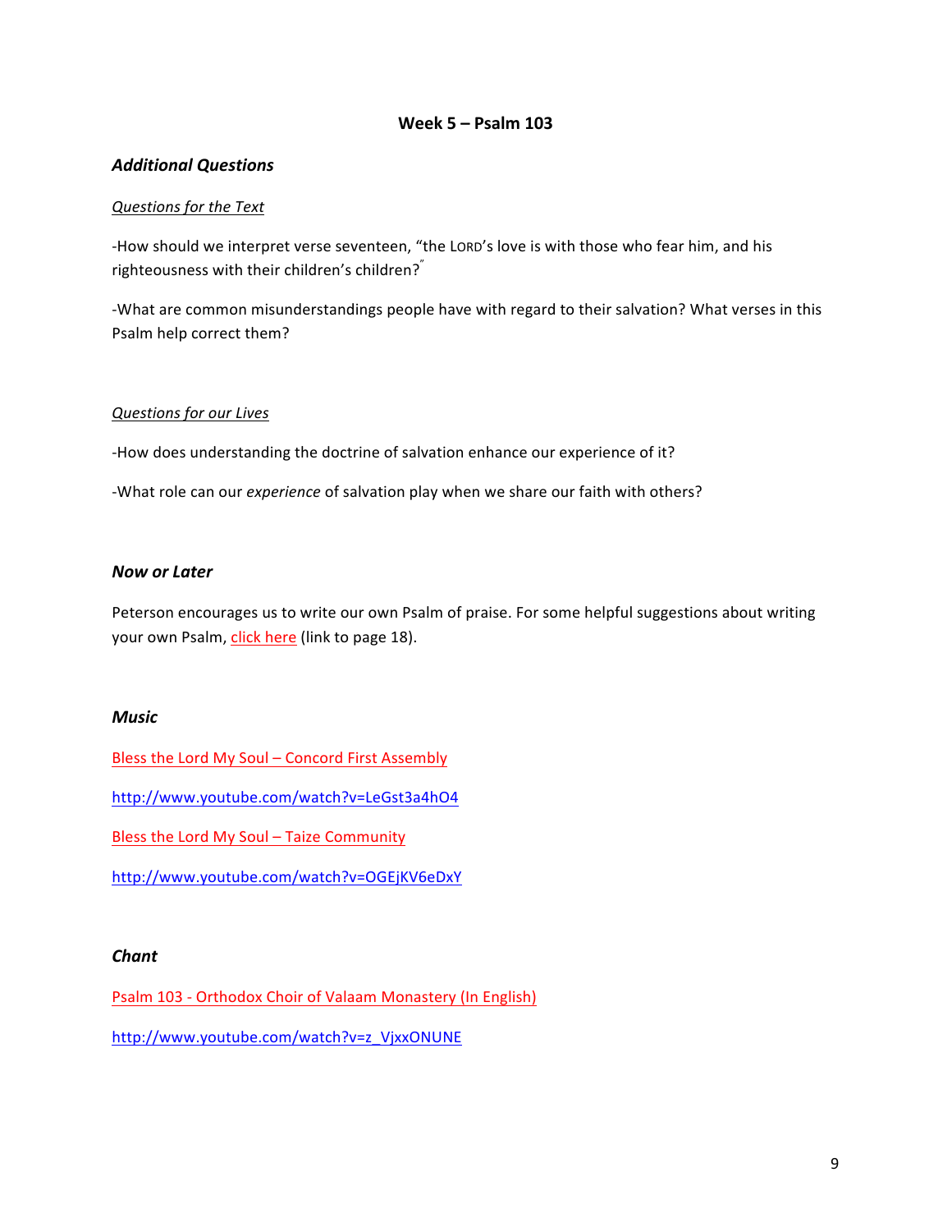## Week 5 – Psalm 103

### *Additional Questions*

*Questions for the Text*

-How should we interpret verse seventeen, "the LORD's love is with those who fear him, and his righteousness with their children's children?"

-What are common misunderstandings people have with regard to their salvation? What verses in this Psalm help correct them?

*Questions for our Lives*

-How does understanding the doctrine of salvation enhance our experience of it?

-What role can our *experience* of salvation play when we share our faith with others?

### *Now or Later*

Peterson encourages us to write our own Psalm of praise. For some helpful suggestions about writing your own Psalm, click here (link to page 18).

### *Music*

Bless the Lord My Soul – Concord First Assembly

http://www.youtube.com/watch?v=LeGst3a4hO4

Bless the Lord My Soul – Taize Community

http://www.youtube.com/watch?v=OGEjKV6eDxY

### *Chant*

Psalm 103 - Orthodox Choir of Valaam Monastery (In English)

http://www.youtube.com/watch?v=z_VjxxONUNE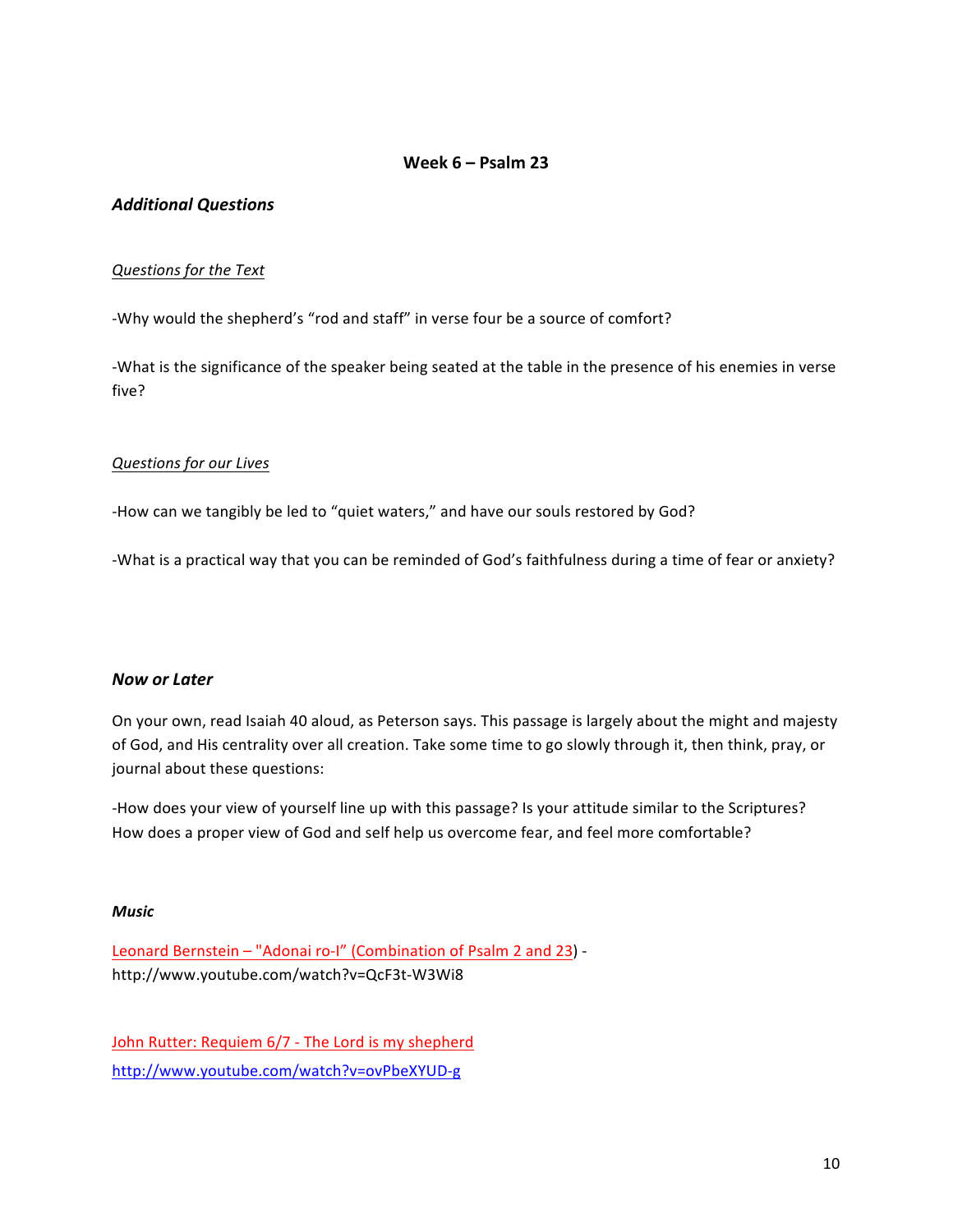## Week 6 – Psalm 23

### *Additional Questions*

*Questions for the Text*

-Why would the shepherd's "rod and staff" in verse four be a source of comfort?

-What is the significance of the speaker being seated at the table in the presence of his enemies in verse five?

*Questions for our Lives*

-How can we tangibly be led to "quiet waters," and have our souls restored by God?

-What is a practical way that you can be reminded of God's faithfulness during a time of fear or anxiety?

### *Now or Later*

On your own, read Isaiah 40 aloud, as Peterson says. This passage is largely about the might and majesty of God, and His centrality over all creation. Take some time to go slowly through it, then think, pray, or journal about these questions:

-How does your view of yourself line up with this passage? Is your attitude similar to the Scriptures? How does a proper view of God and self help us overcome fear, and feel more comfortable?

### *Music*

Leonard Bernstein – "Adonai ro-I" (Combination of Psalm 2 and 23) - http://www.youtube.com/watch?v=QcF3t-W3Wi8

John Rutter: Requiem 6/7 - The Lord is my shepherd
http://www.youtube.com/watch?v=ovPbeXYUD-g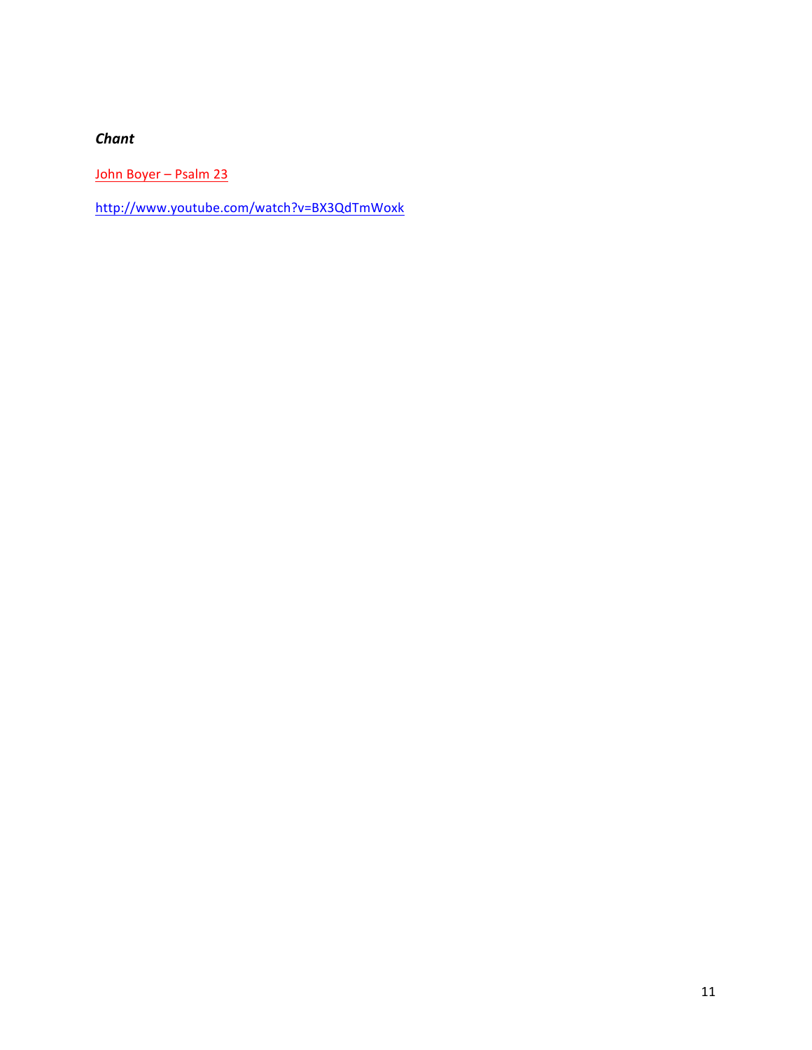***Chant***

John Boyer – Psalm 23

http://www.youtube.com/watch?v=BX3QdTmWoxk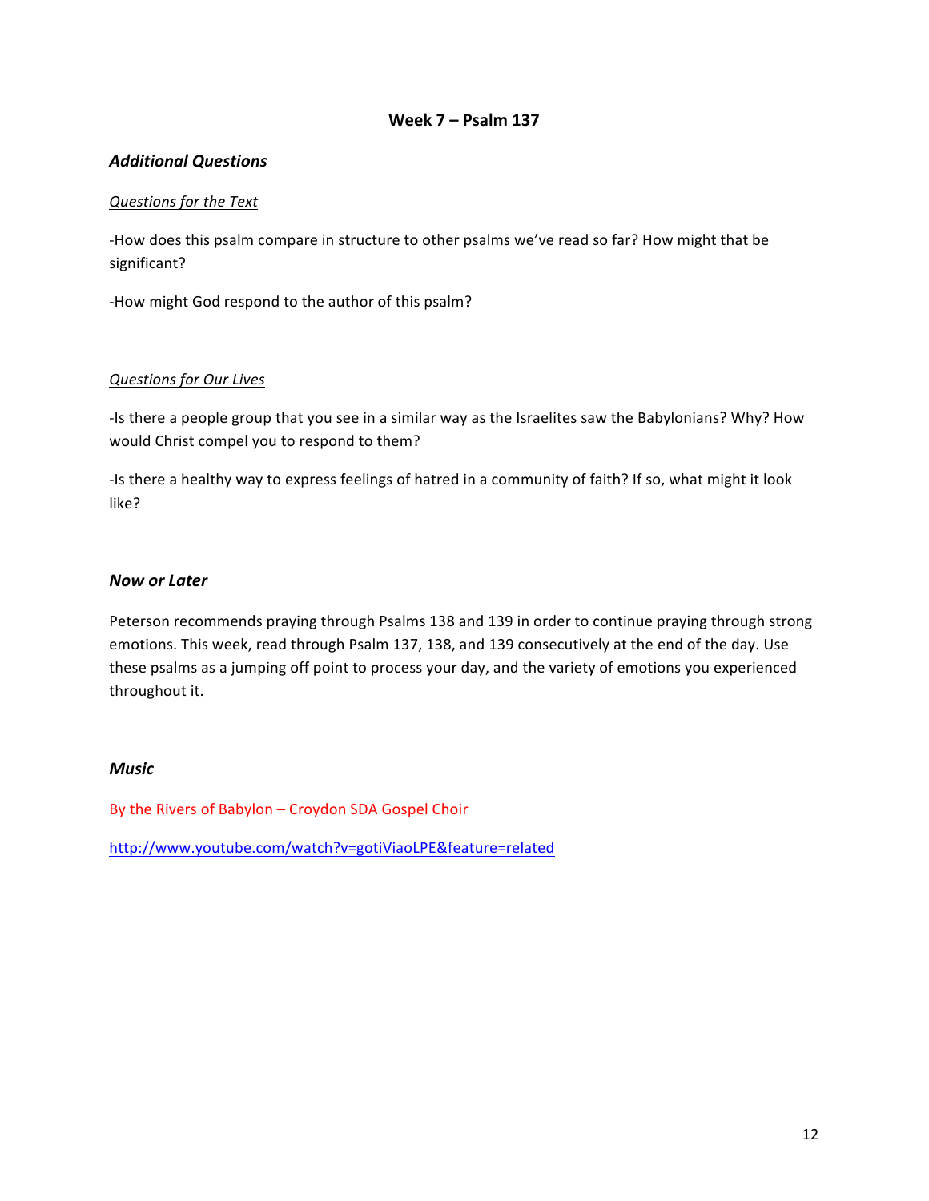# Week 7 – Psalm 137

## *Additional Questions*

*Questions for the Text*

-How does this psalm compare in structure to other psalms we've read so far? How might that be significant?

-How might God respond to the author of this psalm?

*Questions for Our Lives*

-Is there a people group that you see in a similar way as the Israelites saw the Babylonians? Why? How would Christ compel you to respond to them?

-Is there a healthy way to express feelings of hatred in a community of faith? If so, what might it look like?

## *Now or Later*

Peterson recommends praying through Psalms 138 and 139 in order to continue praying through strong emotions. This week, read through Psalm 137, 138, and 139 consecutively at the end of the day. Use these psalms as a jumping off point to process your day, and the variety of emotions you experienced throughout it.

## *Music*

By the Rivers of Babylon – Croydon SDA Gospel Choir

http://www.youtube.com/watch?v=gotiViaoLPE&feature=related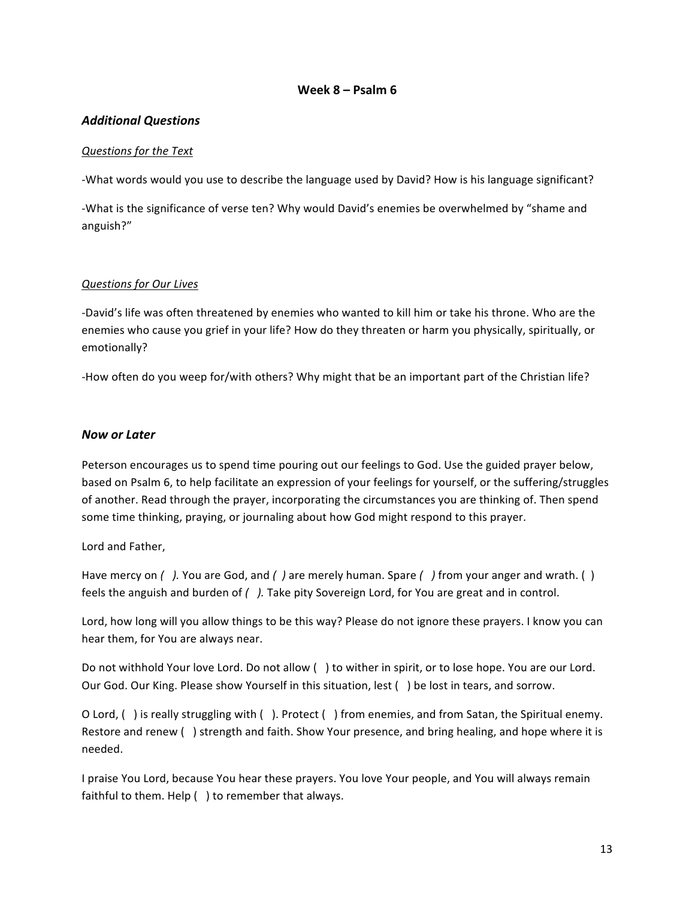## Week 8 – Psalm 6

### *Additional Questions*

*Questions for the Text*

-What words would you use to describe the language used by David? How is his language significant?

-What is the significance of verse ten? Why would David's enemies be overwhelmed by "shame and anguish?"

*Questions for Our Lives*

-David's life was often threatened by enemies who wanted to kill him or take his throne. Who are the enemies who cause you grief in your life? How do they threaten or harm you physically, spiritually, or emotionally?

-How often do you weep for/with others? Why might that be an important part of the Christian life?

### *Now or Later*

Peterson encourages us to spend time pouring out our feelings to God. Use the guided prayer below, based on Psalm 6, to help facilitate an expression of your feelings for yourself, or the suffering/struggles of another. Read through the prayer, incorporating the circumstances you are thinking of. Then spend some time thinking, praying, or journaling about how God might respond to this prayer.

Lord and Father,

Have mercy on *( ).* You are God, and *( )* are merely human. Spare *( )* from your anger and wrath. ( ) feels the anguish and burden of *( ).* Take pity Sovereign Lord, for You are great and in control.

Lord, how long will you allow things to be this way? Please do not ignore these prayers. I know you can hear them, for You are always near.

Do not withhold Your love Lord. Do not allow ( ) to wither in spirit, or to lose hope. You are our Lord. Our God. Our King. Please show Yourself in this situation, lest ( ) be lost in tears, and sorrow.

O Lord, ( ) is really struggling with ( ). Protect ( ) from enemies, and from Satan, the Spiritual enemy. Restore and renew ( ) strength and faith. Show Your presence, and bring healing, and hope where it is needed.

I praise You Lord, because You hear these prayers. You love Your people, and You will always remain faithful to them. Help ( ) to remember that always.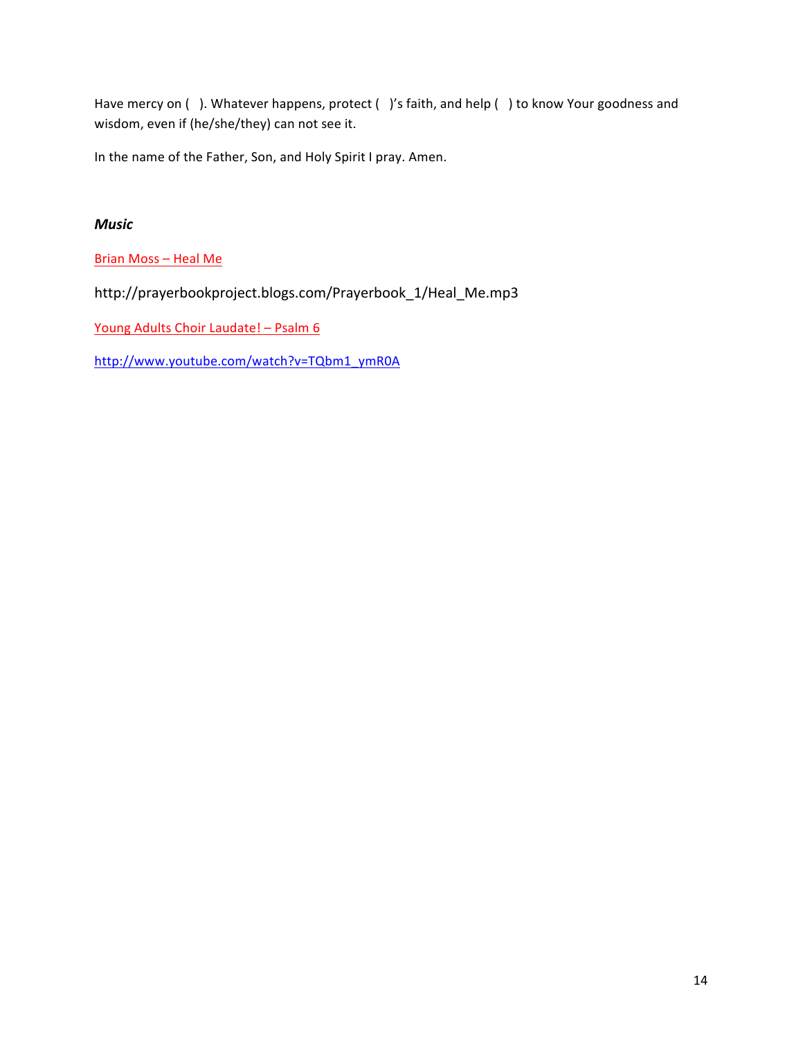Have mercy on ( ). Whatever happens, protect ( )'s faith, and help ( ) to know Your goodness and wisdom, even if (he/she/they) can not see it.

In the name of the Father, Son, and Holy Spirit I pray. Amen.

### *Music*

Brian Moss – Heal Me

http://prayerbookproject.blogs.com/Prayerbook_1/Heal_Me.mp3

Young Adults Choir Laudate! – Psalm 6

http://www.youtube.com/watch?v=TQbm1_ymR0A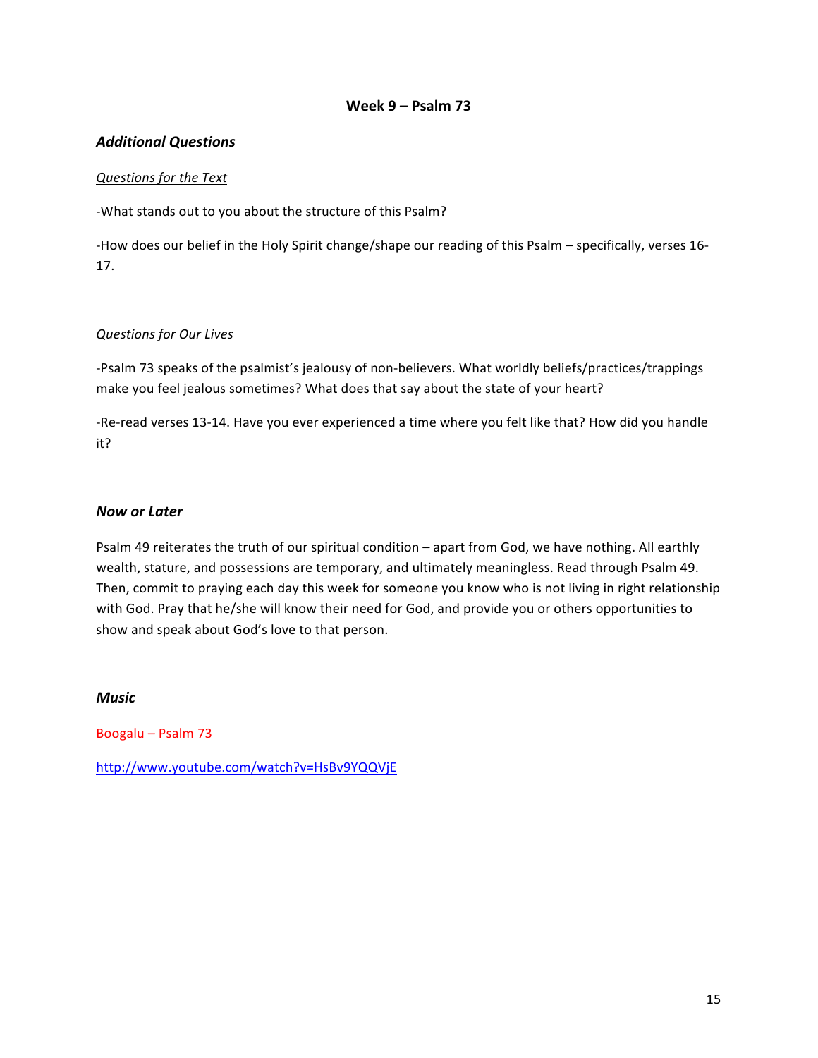# Week 9 – Psalm 73

## *Additional Questions*

*Questions for the Text*

-What stands out to you about the structure of this Psalm?

-How does our belief in the Holy Spirit change/shape our reading of this Psalm – specifically, verses 16-17.

*Questions for Our Lives*

-Psalm 73 speaks of the psalmist's jealousy of non-believers. What worldly beliefs/practices/trappings make you feel jealous sometimes? What does that say about the state of your heart?

-Re-read verses 13-14. Have you ever experienced a time where you felt like that? How did you handle it?

## *Now or Later*

Psalm 49 reiterates the truth of our spiritual condition – apart from God, we have nothing. All earthly wealth, stature, and possessions are temporary, and ultimately meaningless. Read through Psalm 49. Then, commit to praying each day this week for someone you know who is not living in right relationship with God. Pray that he/she will know their need for God, and provide you or others opportunities to show and speak about God's love to that person.

## *Music*

Boogalu – Psalm 73

http://www.youtube.com/watch?v=HsBv9YQQVjE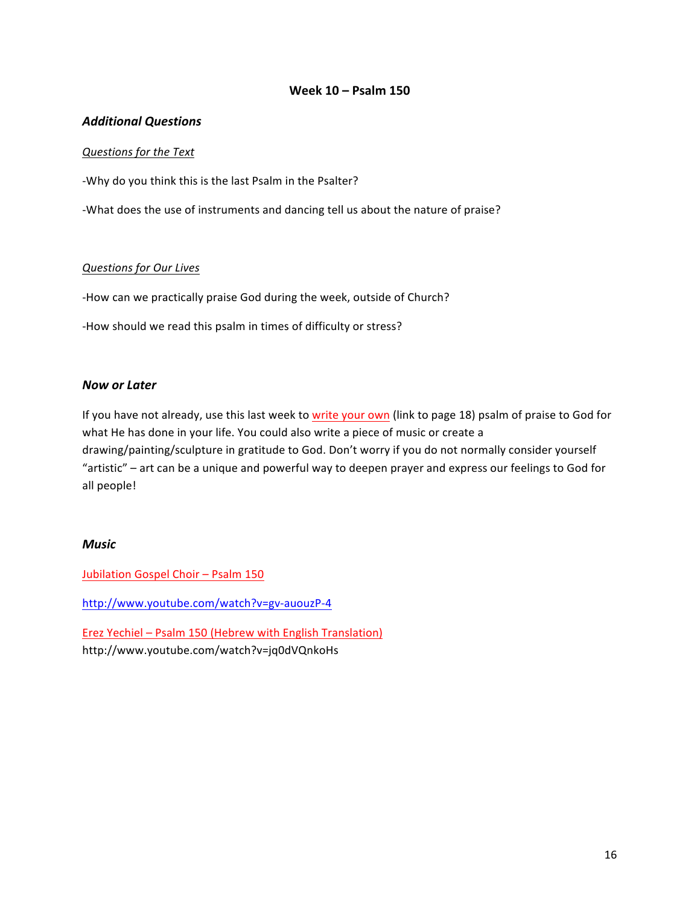## Week 10 – Psalm 150

### *Additional Questions*

*Questions for the Text*

-Why do you think this is the last Psalm in the Psalter?

-What does the use of instruments and dancing tell us about the nature of praise?

*Questions for Our Lives*

-How can we practically praise God during the week, outside of Church?

-How should we read this psalm in times of difficulty or stress?

### *Now or Later*

If you have not already, use this last week to write your own (link to page 18) psalm of praise to God for what He has done in your life. You could also write a piece of music or create a drawing/painting/sculpture in gratitude to God. Don't worry if you do not normally consider yourself "artistic" – art can be a unique and powerful way to deepen prayer and express our feelings to God for all people!

### *Music*

Jubilation Gospel Choir – Psalm 150

http://www.youtube.com/watch?v=gv-auouzP-4

Erez Yechiel – Psalm 150 (Hebrew with English Translation)
http://www.youtube.com/watch?v=jq0dVQnkoHs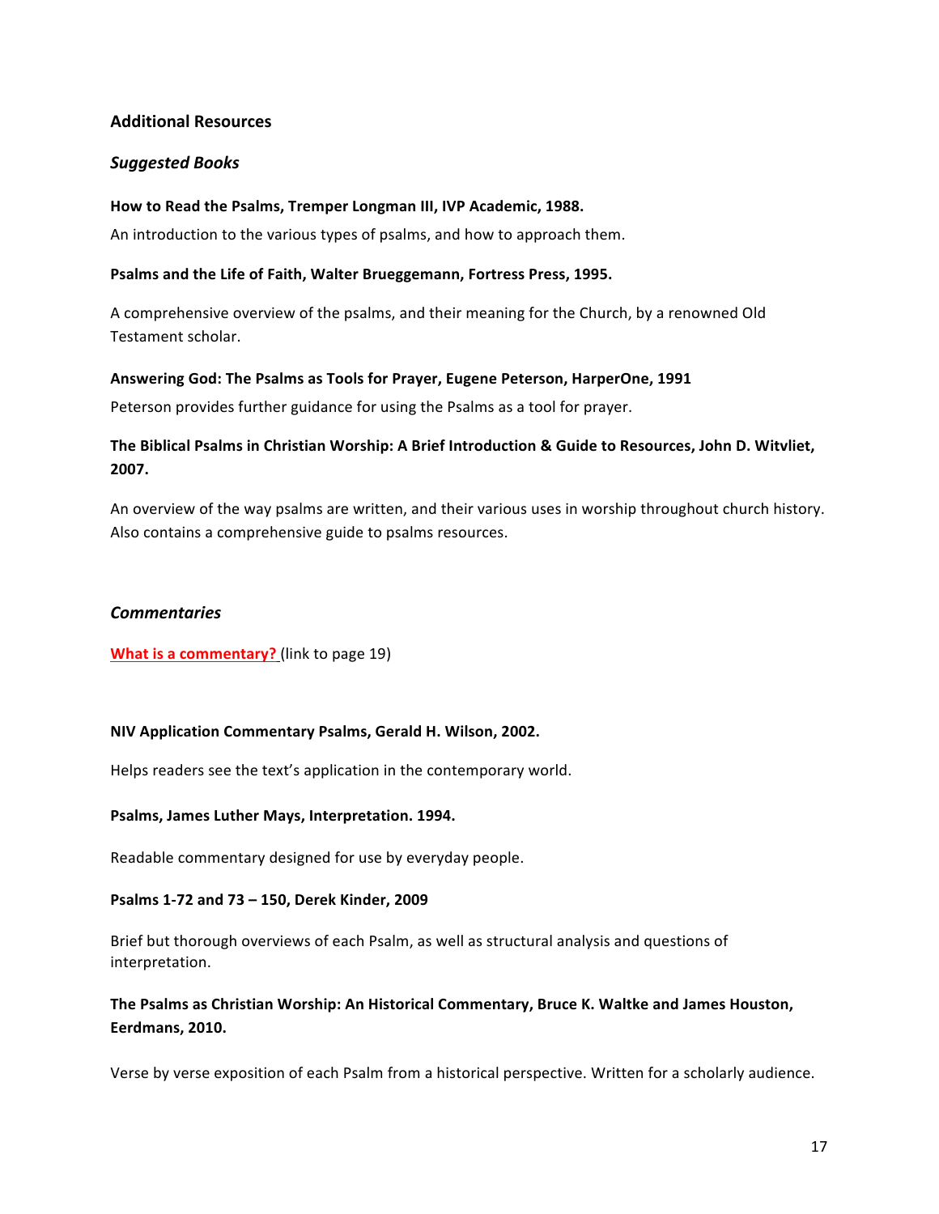## Additional Resources

### *Suggested Books*

**How to Read the Psalms, Tremper Longman III, IVP Academic, 1988.**

An introduction to the various types of psalms, and how to approach them.

**Psalms and the Life of Faith, Walter Brueggemann, Fortress Press, 1995.**

A comprehensive overview of the psalms, and their meaning for the Church, by a renowned Old Testament scholar.

**Answering God: The Psalms as Tools for Prayer, Eugene Peterson, HarperOne, 1991**

Peterson provides further guidance for using the Psalms as a tool for prayer.

**The Biblical Psalms in Christian Worship: A Brief Introduction & Guide to Resources, John D. Witvliet, 2007.**

An overview of the way psalms are written, and their various uses in worship throughout church history. Also contains a comprehensive guide to psalms resources.

### *Commentaries*

**What is a commentary?** (link to page 19)

**NIV Application Commentary Psalms, Gerald H. Wilson, 2002.**

Helps readers see the text's application in the contemporary world.

**Psalms, James Luther Mays, Interpretation. 1994.**

Readable commentary designed for use by everyday people.

**Psalms 1-72 and 73 – 150, Derek Kinder, 2009**

Brief but thorough overviews of each Psalm, as well as structural analysis and questions of interpretation.

**The Psalms as Christian Worship: An Historical Commentary, Bruce K. Waltke and James Houston, Eerdmans, 2010.**

Verse by verse exposition of each Psalm from a historical perspective. Written for a scholarly audience.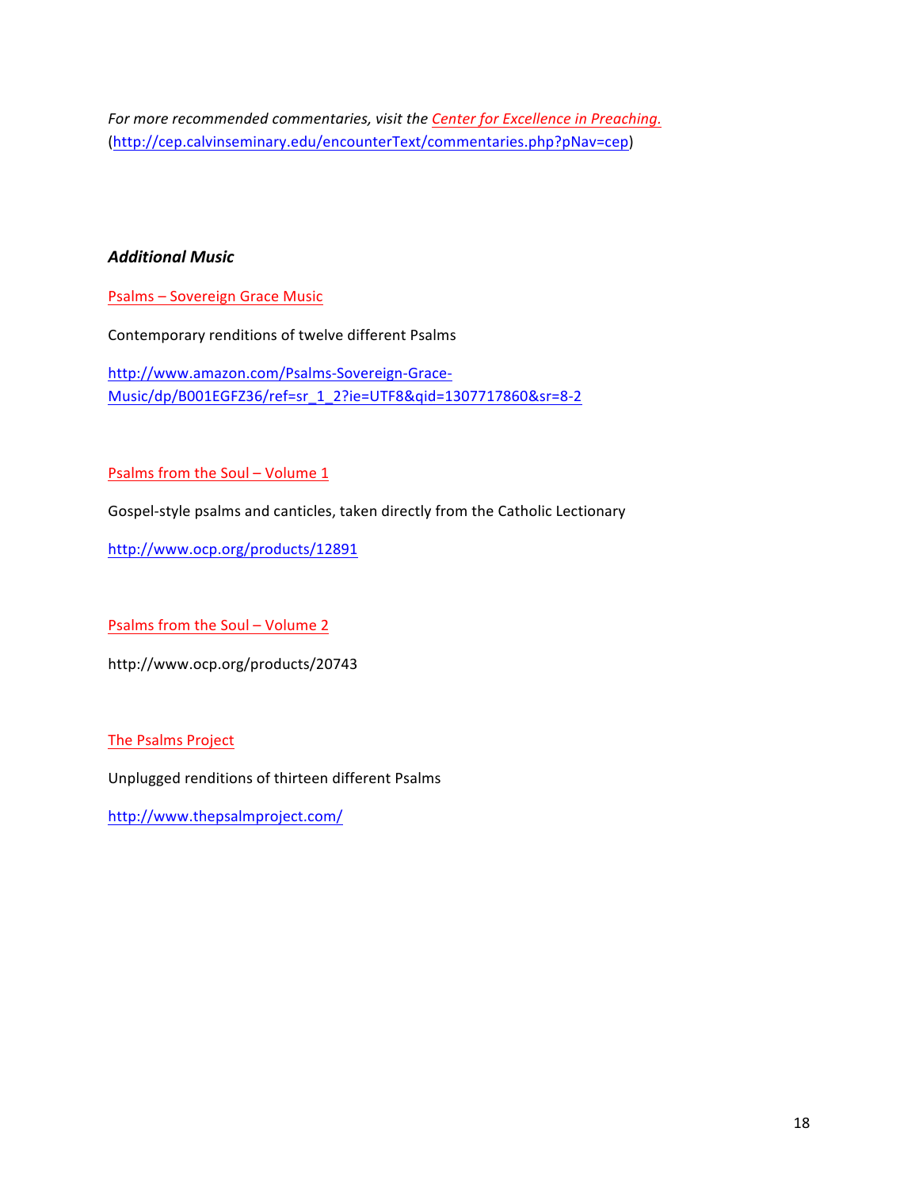*For more recommended commentaries, visit the Center for Excellence in Preaching.* (http://cep.calvinseminary.edu/encounterText/commentaries.php?pNav=cep)

### *Additional Music*

Psalms – Sovereign Grace Music

Contemporary renditions of twelve different Psalms

http://www.amazon.com/Psalms-Sovereign-Grace-Music/dp/B001EGFZ36/ref=sr_1_2?ie=UTF8&qid=1307717860&sr=8-2

Psalms from the Soul – Volume 1

Gospel-style psalms and canticles, taken directly from the Catholic Lectionary

http://www.ocp.org/products/12891

Psalms from the Soul – Volume 2

http://www.ocp.org/products/20743

The Psalms Project

Unplugged renditions of thirteen different Psalms

http://www.thepsalmproject.com/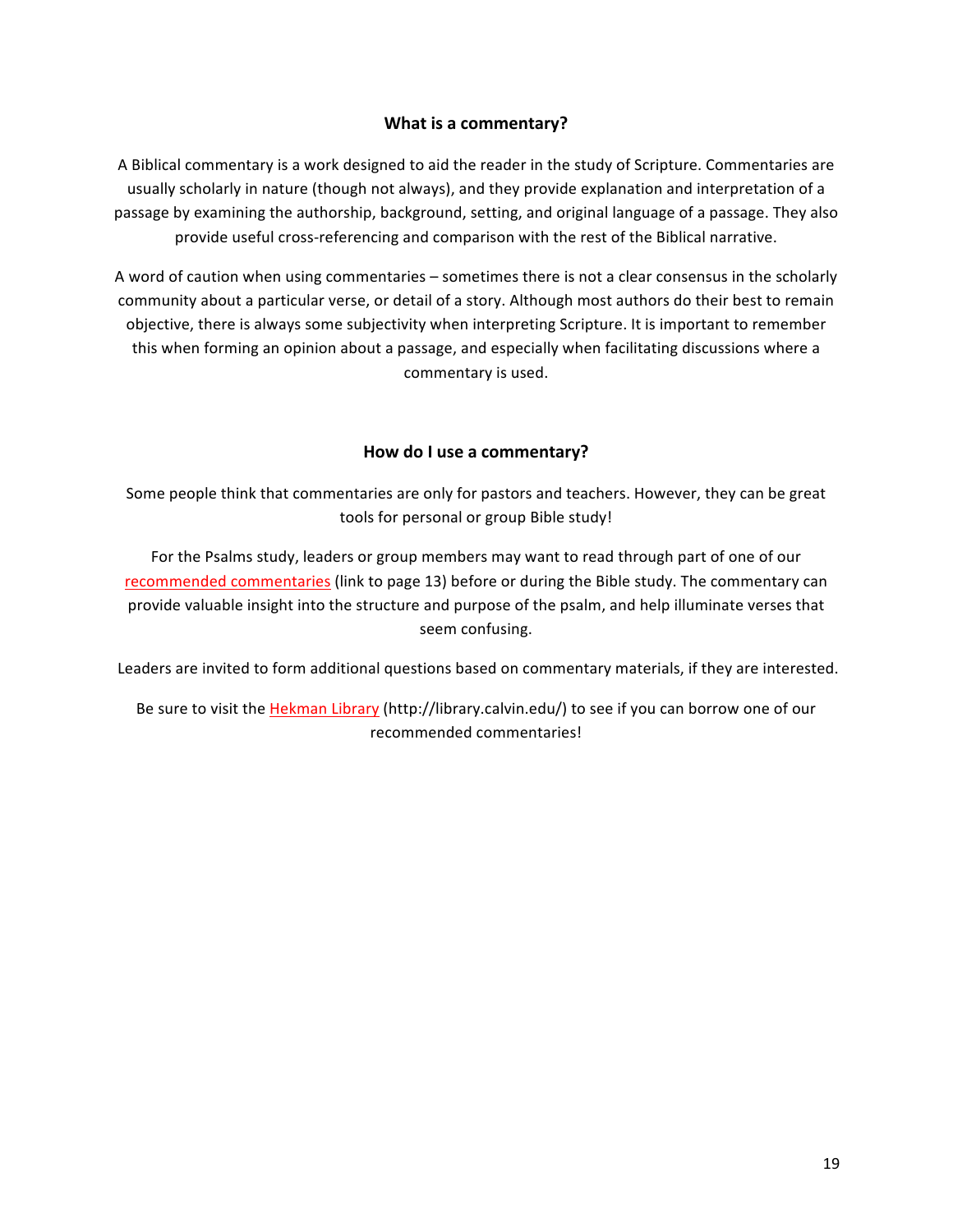## What is a commentary?

A Biblical commentary is a work designed to aid the reader in the study of Scripture. Commentaries are usually scholarly in nature (though not always), and they provide explanation and interpretation of a passage by examining the authorship, background, setting, and original language of a passage. They also provide useful cross-referencing and comparison with the rest of the Biblical narrative.

A word of caution when using commentaries – sometimes there is not a clear consensus in the scholarly community about a particular verse, or detail of a story. Although most authors do their best to remain objective, there is always some subjectivity when interpreting Scripture. It is important to remember this when forming an opinion about a passage, and especially when facilitating discussions where a commentary is used.

## How do I use a commentary?

Some people think that commentaries are only for pastors and teachers. However, they can be great tools for personal or group Bible study!

For the Psalms study, leaders or group members may want to read through part of one of our recommended commentaries (link to page 13) before or during the Bible study. The commentary can provide valuable insight into the structure and purpose of the psalm, and help illuminate verses that seem confusing.

Leaders are invited to form additional questions based on commentary materials, if they are interested.

Be sure to visit the Hekman Library (http://library.calvin.edu/) to see if you can borrow one of our recommended commentaries!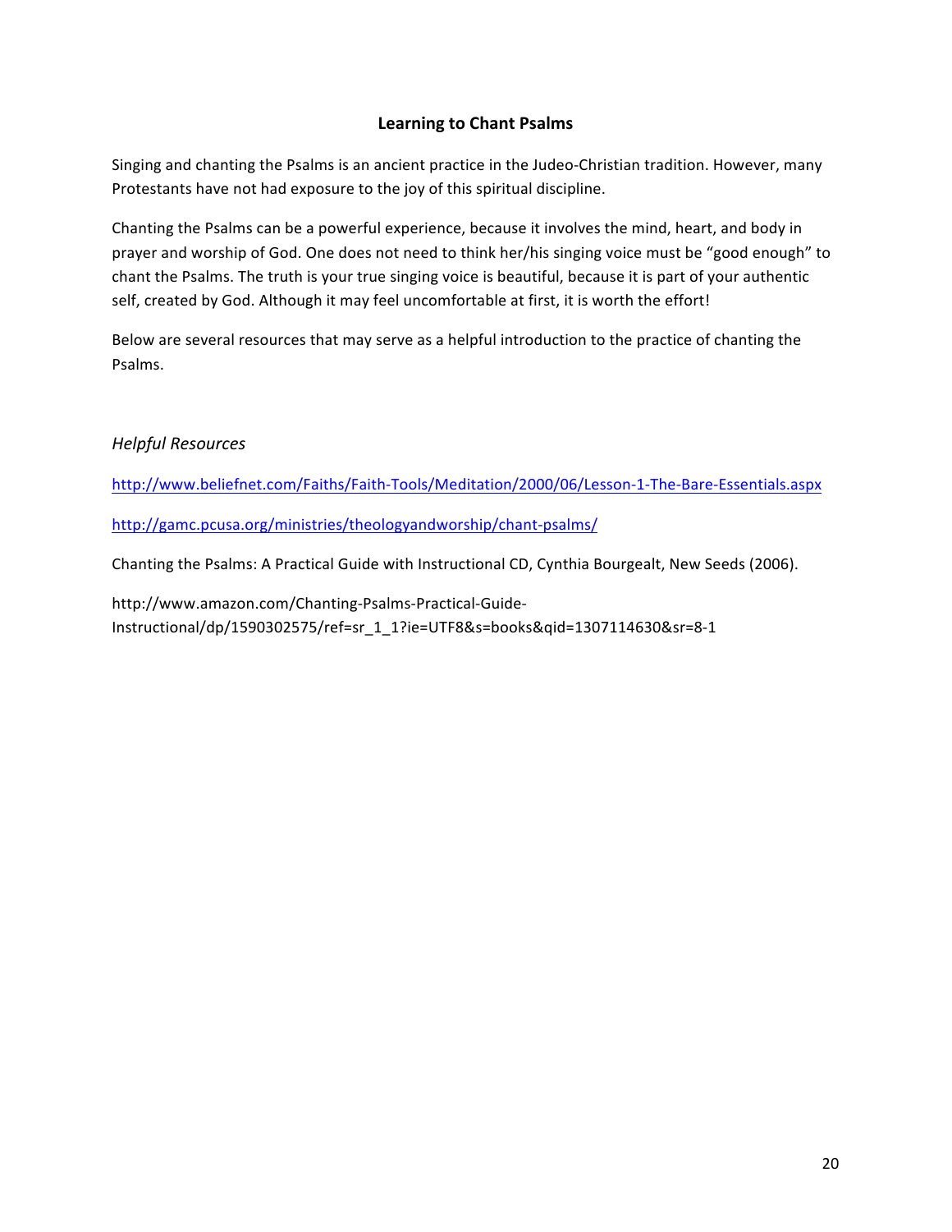## Learning to Chant Psalms

Singing and chanting the Psalms is an ancient practice in the Judeo-Christian tradition. However, many Protestants have not had exposure to the joy of this spiritual discipline.

Chanting the Psalms can be a powerful experience, because it involves the mind, heart, and body in prayer and worship of God. One does not need to think her/his singing voice must be "good enough" to chant the Psalms. The truth is your true singing voice is beautiful, because it is part of your authentic self, created by God. Although it may feel uncomfortable at first, it is worth the effort!

Below are several resources that may serve as a helpful introduction to the practice of chanting the Psalms.

### *Helpful Resources*

http://www.beliefnet.com/Faiths/Faith-Tools/Meditation/2000/06/Lesson-1-The-Bare-Essentials.aspx

http://gamc.pcusa.org/ministries/theologyandworship/chant-psalms/

Chanting the Psalms: A Practical Guide with Instructional CD, Cynthia Bourgealt, New Seeds (2006).

http://www.amazon.com/Chanting-Psalms-Practical-Guide-Instructional/dp/1590302575/ref=sr_1_1?ie=UTF8&s=books&qid=1307114630&sr=8-1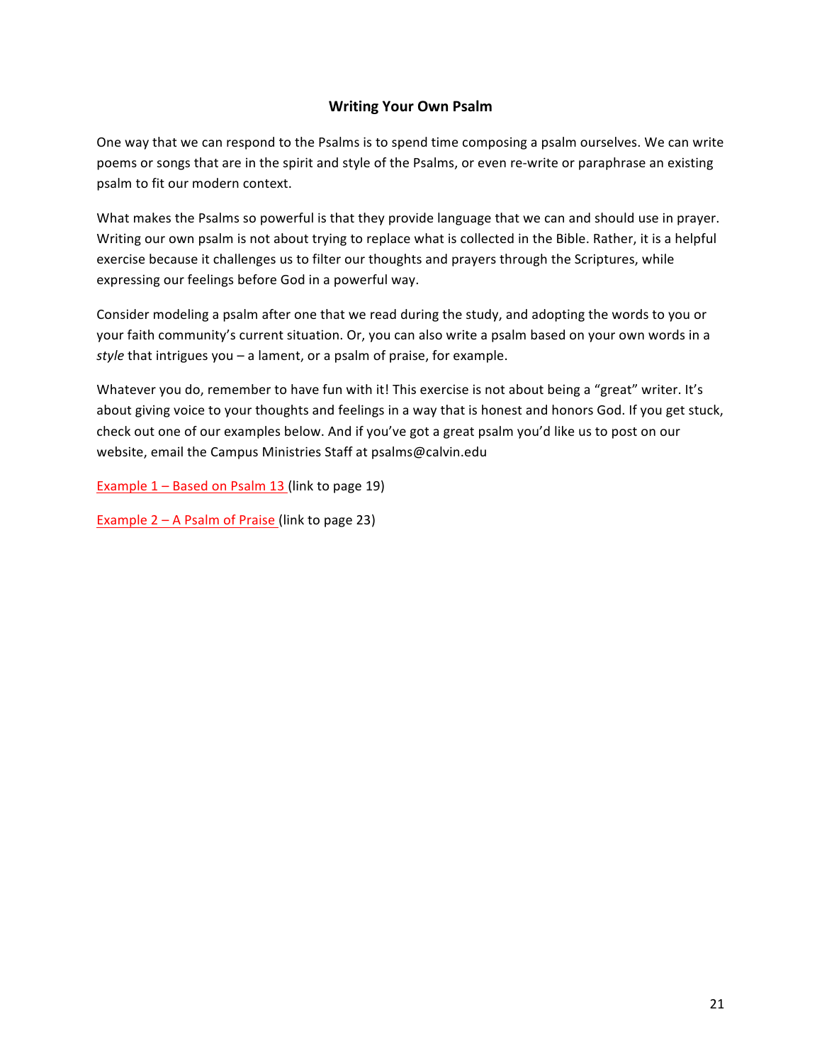## Writing Your Own Psalm

One way that we can respond to the Psalms is to spend time composing a psalm ourselves. We can write poems or songs that are in the spirit and style of the Psalms, or even re-write or paraphrase an existing psalm to fit our modern context.

What makes the Psalms so powerful is that they provide language that we can and should use in prayer. Writing our own psalm is not about trying to replace what is collected in the Bible. Rather, it is a helpful exercise because it challenges us to filter our thoughts and prayers through the Scriptures, while expressing our feelings before God in a powerful way.

Consider modeling a psalm after one that we read during the study, and adopting the words to you or your faith community's current situation. Or, you can also write a psalm based on your own words in a *style* that intrigues you – a lament, or a psalm of praise, for example.

Whatever you do, remember to have fun with it! This exercise is not about being a "great" writer. It's about giving voice to your thoughts and feelings in a way that is honest and honors God. If you get stuck, check out one of our examples below. And if you've got a great psalm you'd like us to post on our website, email the Campus Ministries Staff at psalms@calvin.edu

Example 1 – Based on Psalm 13 (link to page 19)

Example 2 – A Psalm of Praise (link to page 23)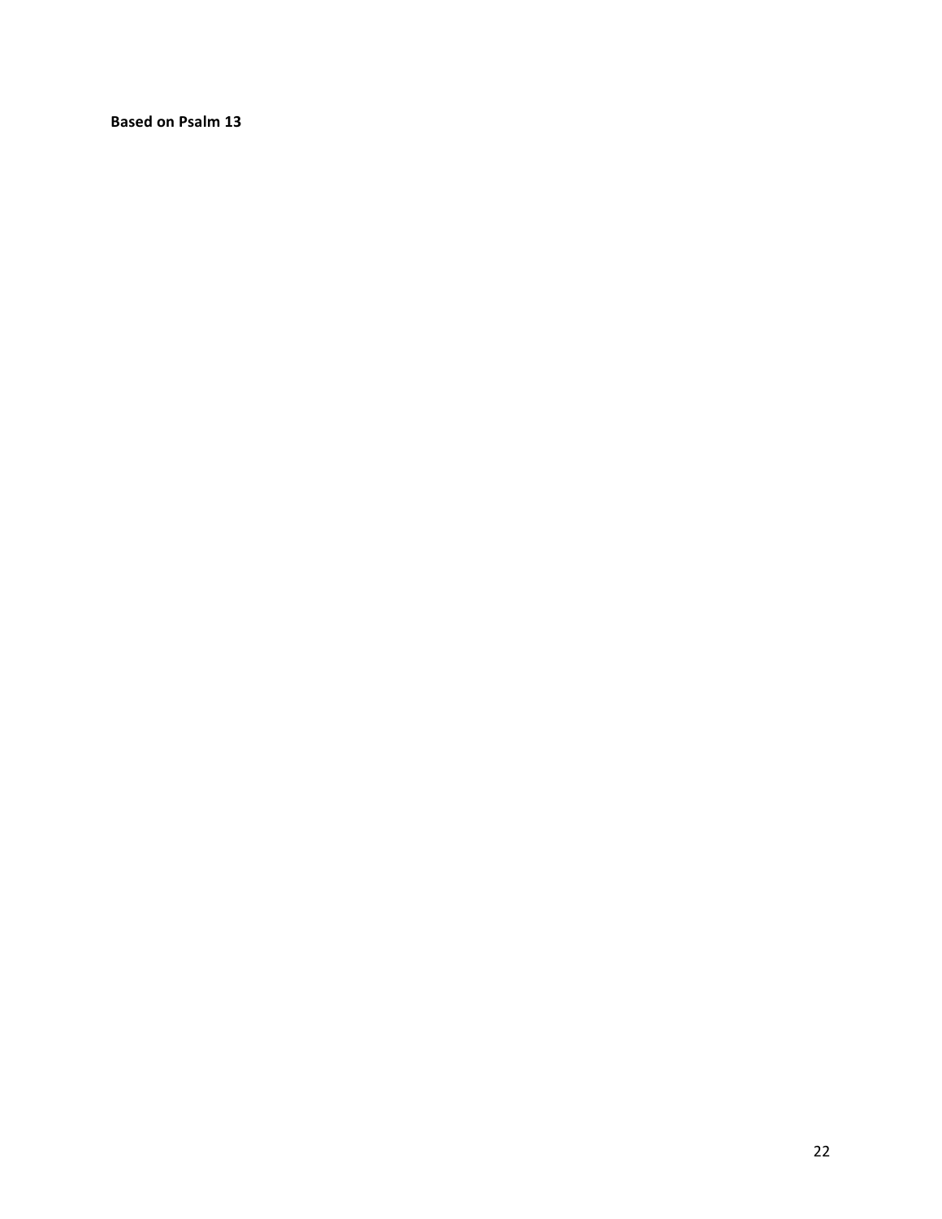**Based on Psalm 13**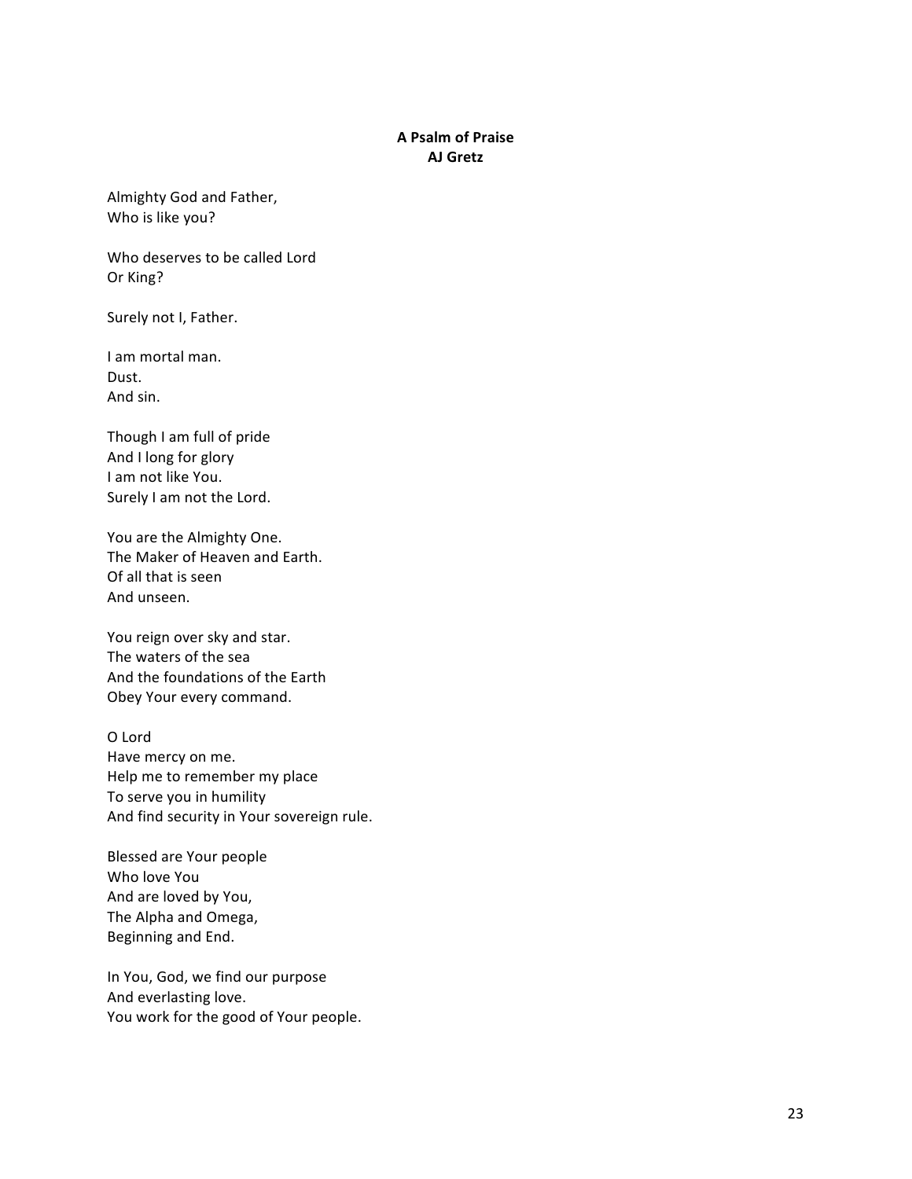**A Psalm of Praise**
**AJ Gretz**

Almighty God and Father,
Who is like you?

Who deserves to be called Lord
Or King?

Surely not I, Father.

I am mortal man.
Dust.
And sin.

Though I am full of pride
And I long for glory
I am not like You.
Surely I am not the Lord.

You are the Almighty One.
The Maker of Heaven and Earth.
Of all that is seen
And unseen.

You reign over sky and star.
The waters of the sea
And the foundations of the Earth
Obey Your every command.

O Lord
Have mercy on me.
Help me to remember my place
To serve you in humility
And find security in Your sovereign rule.

Blessed are Your people
Who love You
And are loved by You,
The Alpha and Omega,
Beginning and End.

In You, God, we find our purpose
And everlasting love.
You work for the good of Your people.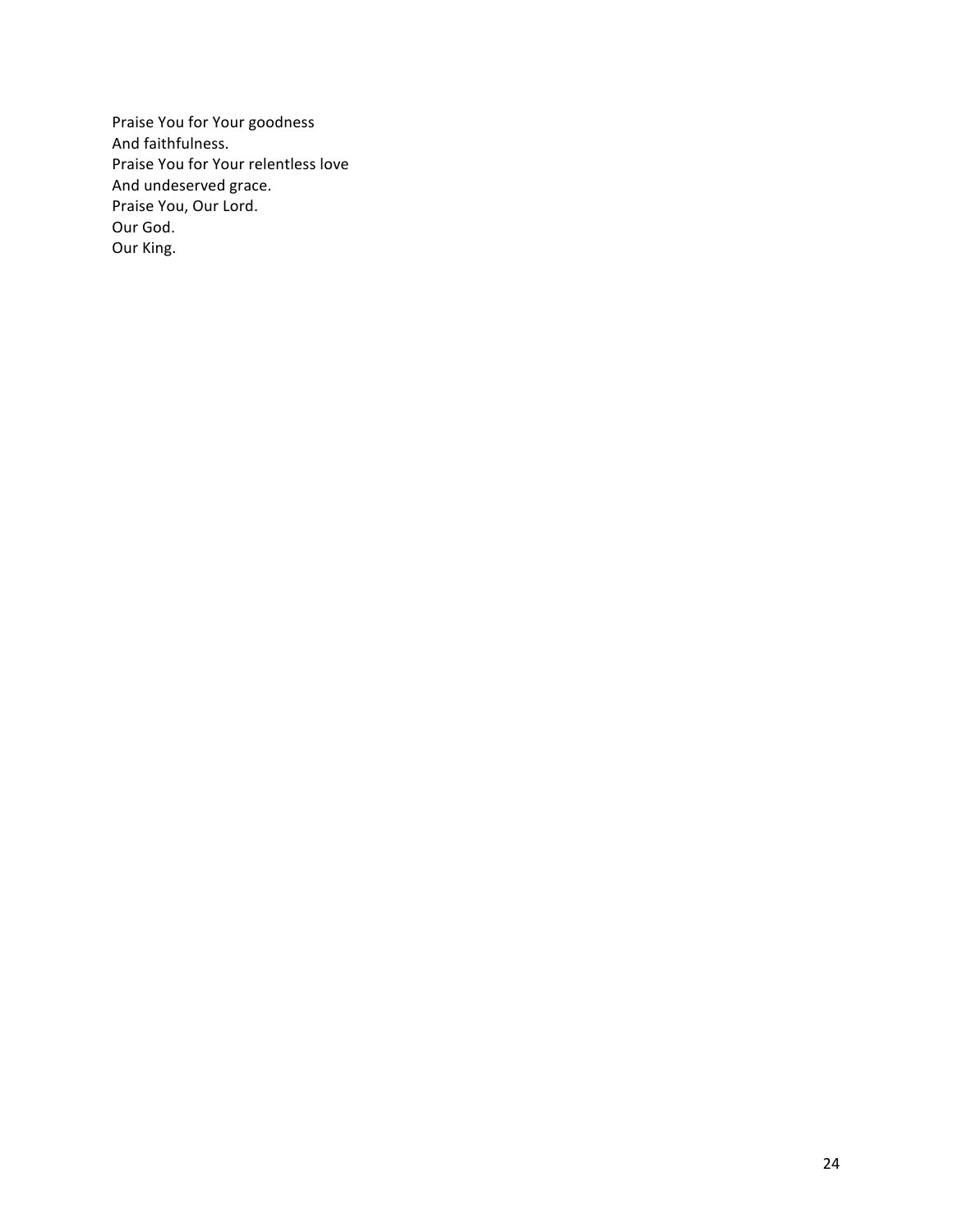Praise You for Your goodness
And faithfulness.
Praise You for Your relentless love
And undeserved grace.
Praise You, Our Lord.
Our God.
Our King.